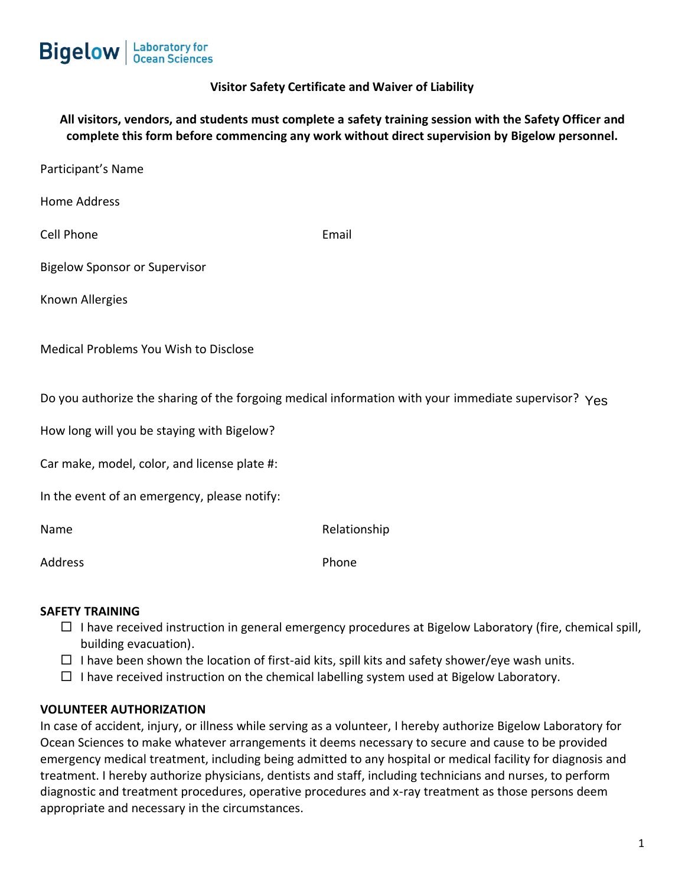Bigelow | Laboratory for Ocean Sciences

**Visitor Safety Certificate and Waiver of Liability**

**All visitors, vendors, and students must complete a safety training session with the Safety Officer and complete this form before commencing any work without direct supervision by Bigelow personnel.**

Participant's Name

Home Address

Cell Phone Email

Bigelow Sponsor or Supervisor

Known Allergies

Medical Problems You Wish to Disclose

Do you authorize the sharing of the forgoing medical information with your immediate supervisor? Yes

How long will you be staying with Bigelow?

Car make, model, color, and license plate #:

In the event of an emergency, please notify:

Name Relationship

Address Phone

**SAFETY TRAINING**

- ☐ I have received instruction in general emergency procedures at Bigelow Laboratory (fire, chemical spill, building evacuation).
- ☐ I have been shown the location of first-aid kits, spill kits and safety shower/eye wash units.
- ☐ I have received instruction on the chemical labelling system used at Bigelow Laboratory.

**VOLUNTEER AUTHORIZATION**

In case of accident, injury, or illness while serving as a volunteer, I hereby authorize Bigelow Laboratory for Ocean Sciences to make whatever arrangements it deems necessary to secure and cause to be provided emergency medical treatment, including being admitted to any hospital or medical facility for diagnosis and treatment. I hereby authorize physicians, dentists and staff, including technicians and nurses, to perform diagnostic and treatment procedures, operative procedures and x-ray treatment as those persons deem appropriate and necessary in the circumstances.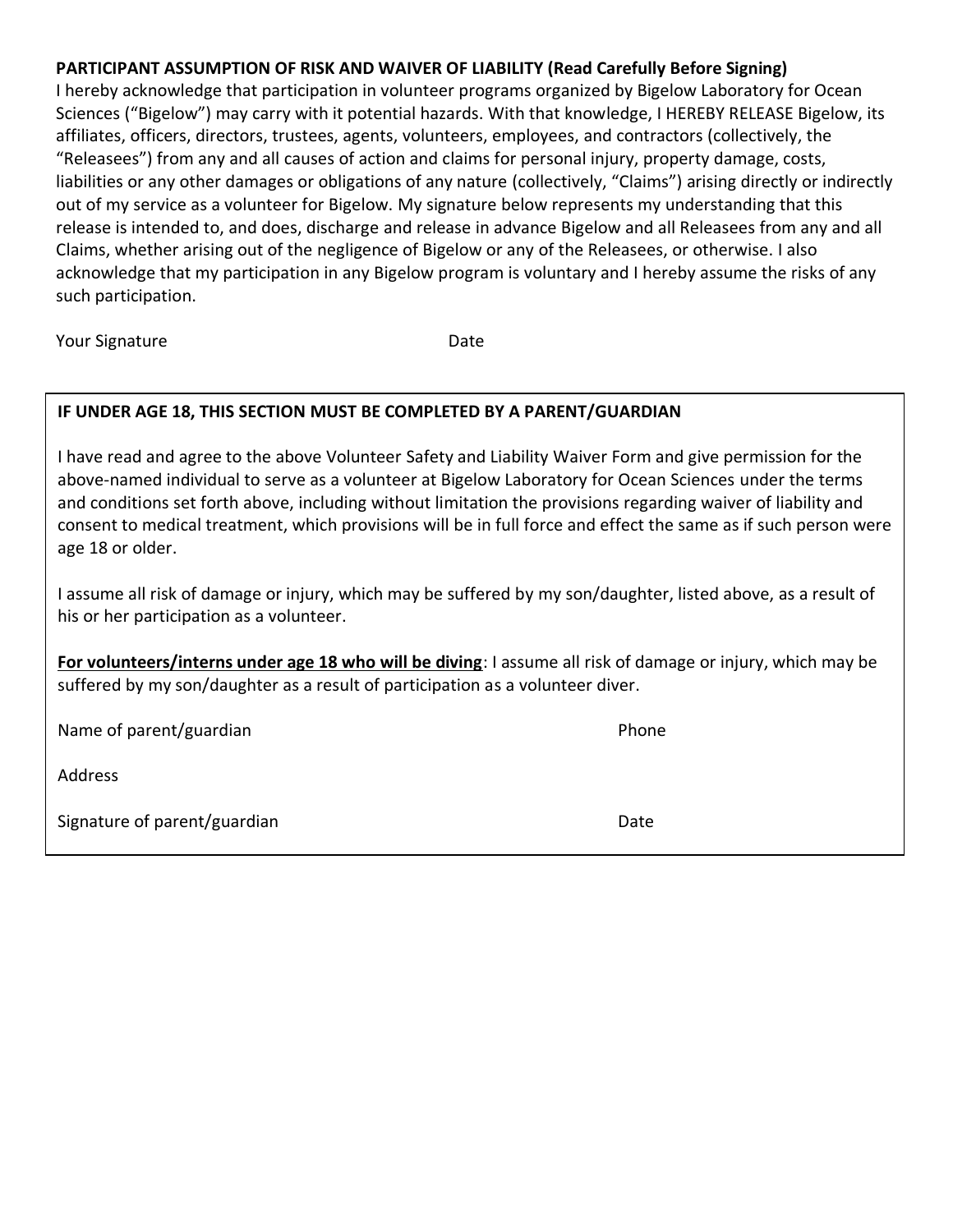**PARTICIPANT ASSUMPTION OF RISK AND WAIVER OF LIABILITY (Read Carefully Before Signing)**

I hereby acknowledge that participation in volunteer programs organized by Bigelow Laboratory for Ocean Sciences ("Bigelow") may carry with it potential hazards. With that knowledge, I HEREBY RELEASE Bigelow, its affiliates, officers, directors, trustees, agents, volunteers, employees, and contractors (collectively, the "Releasees") from any and all causes of action and claims for personal injury, property damage, costs, liabilities or any other damages or obligations of any nature (collectively, "Claims") arising directly or indirectly out of my service as a volunteer for Bigelow. My signature below represents my understanding that this release is intended to, and does, discharge and release in advance Bigelow and all Releasees from any and all Claims, whether arising out of the negligence of Bigelow or any of the Releasees, or otherwise. I also acknowledge that my participation in any Bigelow program is voluntary and I hereby assume the risks of any such participation.

Your Signature Date

**IF UNDER AGE 18, THIS SECTION MUST BE COMPLETED BY A PARENT/GUARDIAN**

I have read and agree to the above Volunteer Safety and Liability Waiver Form and give permission for the above-named individual to serve as a volunteer at Bigelow Laboratory for Ocean Sciences under the terms and conditions set forth above, including without limitation the provisions regarding waiver of liability and consent to medical treatment, which provisions will be in full force and effect the same as if such person were age 18 or older.

I assume all risk of damage or injury, which may be suffered by my son/daughter, listed above, as a result of his or her participation as a volunteer.

**<u>For volunteers/interns under age 18 who will be diving</u>**: I assume all risk of damage or injury, which may be suffered by my son/daughter as a result of participation as a volunteer diver.

Name of parent/guardian Phone

Address

Signature of parent/guardian Date